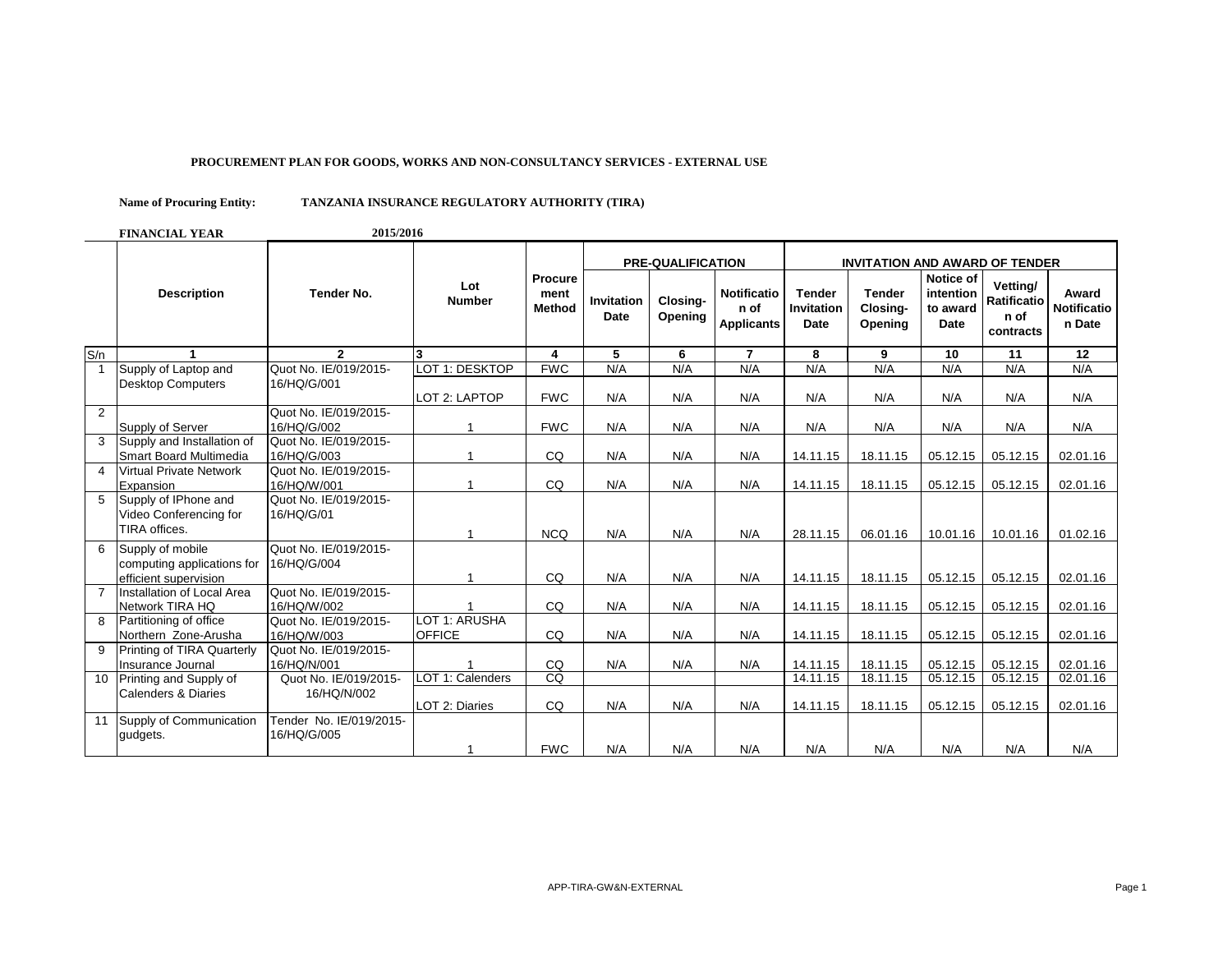**PROCUREMENT PLAN FOR GOODS, WORKS AND NON-CONSULTANCY SERVICES - EXTERNAL USE**

**Name of Procuring Entity:** **TANZANIA INSURANCE REGULATORY AUTHORITY (TIRA)**

**FINANCIAL YEAR** **2015/2016**

| | Description | Tender No. | Lot Number | Procurement Method | PRE-QUALIFICATION | | | INVITATION AND AWARD OF TENDER | | | | |
|---|---|---|---|---|---|---|---|---|---|---|---|---|
| | | | | | Invitation Date | Closing-Opening | Notification of Applicants | Tender Invitation Date | Tender Closing-Opening | Notice of intention to award Date | Vetting/ Ratification of contracts | Award Notification Date |
| S/n | 1 | 2 | 3 | 4 | 5 | 6 | 7 | 8 | 9 | 10 | 11 | 12 |
| 1 | Supply of Laptop and Desktop Computers | Quot No. IE/019/2015-16/HQ/G/001 | LOT 1: DESKTOP | FWC | N/A | N/A | N/A | N/A | N/A | N/A | N/A | N/A |
| | | | LOT 2: LAPTOP | FWC | N/A | N/A | N/A | N/A | N/A | N/A | N/A | N/A |
| 2 | Supply of Server | Quot No. IE/019/2015-16/HQ/G/002 | 1 | FWC | N/A | N/A | N/A | N/A | N/A | N/A | N/A | N/A |
| 3 | Supply and Installation of Smart Board Multimedia | Quot No. IE/019/2015-16/HQ/G/003 | 1 | CQ | N/A | N/A | N/A | 14.11.15 | 18.11.15 | 05.12.15 | 05.12.15 | 02.01.16 |
| 4 | Virtual Private Network Expansion | Quot No. IE/019/2015-16/HQ/W/001 | 1 | CQ | N/A | N/A | N/A | 14.11.15 | 18.11.15 | 05.12.15 | 05.12.15 | 02.01.16 |
| 5 | Supply of IPhone and Video Conferencing for TIRA offices. | Quot No. IE/019/2015-16/HQ/G/01 | 1 | NCQ | N/A | N/A | N/A | 28.11.15 | 06.01.16 | 10.01.16 | 10.01.16 | 01.02.16 |
| 6 | Supply of mobile computing applications for efficient supervision | Quot No. IE/019/2015-16/HQ/G/004 | 1 | CQ | N/A | N/A | N/A | 14.11.15 | 18.11.15 | 05.12.15 | 05.12.15 | 02.01.16 |
| 7 | Installation of Local Area Network TIRA HQ | Quot No. IE/019/2015-16/HQ/W/002 | 1 | CQ | N/A | N/A | N/A | 14.11.15 | 18.11.15 | 05.12.15 | 05.12.15 | 02.01.16 |
| 8 | Partitioning of office Northern Zone-Arusha | Quot No. IE/019/2015-16/HQ/W/003 | LOT 1: ARUSHA OFFICE | CQ | N/A | N/A | N/A | 14.11.15 | 18.11.15 | 05.12.15 | 05.12.15 | 02.01.16 |
| 9 | Printing of TIRA Quarterly Insurance Journal | Quot No. IE/019/2015-16/HQ/N/001 | 1 | CQ | N/A | N/A | N/A | 14.11.15 | 18.11.15 | 05.12.15 | 05.12.15 | 02.01.16 |
| 10 | Printing and Supply of Calenders & Diaries | Quot No. IE/019/2015-16/HQ/N/002 | LOT 1: Calenders | CQ | | | | 14.11.15 | 18.11.15 | 05.12.15 | 05.12.15 | 02.01.16 |
| | | | LOT 2: Diaries | CQ | N/A | N/A | N/A | 14.11.15 | 18.11.15 | 05.12.15 | 05.12.15 | 02.01.16 |
| 11 | Supply of Communication gudgets. | Tender No. IE/019/2015-16/HQ/G/005 | 1 | FWC | N/A | N/A | N/A | N/A | N/A | N/A | N/A | N/A |

APP-TIRA-GW&N-EXTERNAL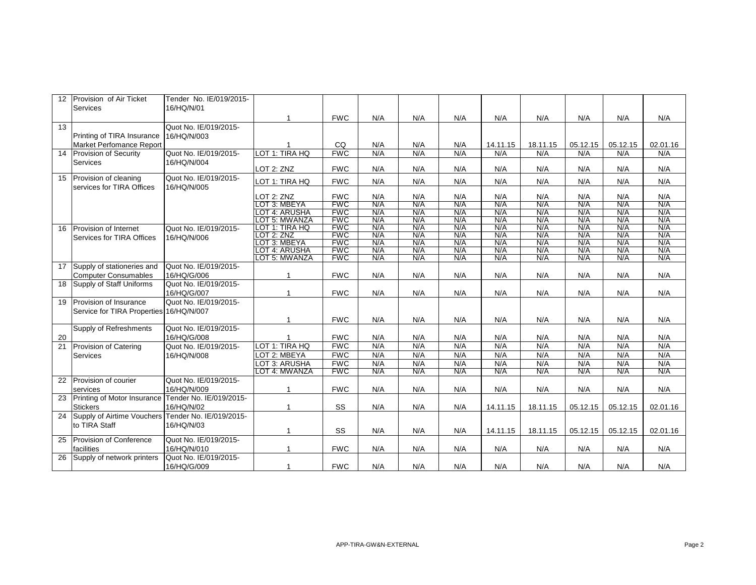| 12 | Provision of Air Ticket Services | Tender No. IE/019/2015-16/HQ/N/01 | 1 | FWC | N/A | N/A | N/A | N/A | N/A | N/A | N/A | N/A |
|---|---|---|---|---|---|---|---|---|---|---|---|---|
| 13 | Printing of TIRA Insurance Market Perfomance Report | Quot No. IE/019/2015-16/HQ/N/003 | 1 | CQ | N/A | N/A | N/A | 14.11.15 | 18.11.15 | 05.12.15 | 05.12.15 | 02.01.16 |
| 14 | Provision of Security Services | Quot No. IE/019/2015-16/HQ/N/004 | LOT 1: TIRA HQ | FWC | N/A | N/A | N/A | N/A | N/A | N/A | N/A | N/A |
| | | | LOT 2: ZNZ | FWC | N/A | N/A | N/A | N/A | N/A | N/A | N/A | N/A |
| 15 | Provision of cleaning services for TIRA Offices | Quot No. IE/019/2015-16/HQ/N/005 | LOT 1: TIRA HQ | FWC | N/A | N/A | N/A | N/A | N/A | N/A | N/A | N/A |
| | | | LOT 2: ZNZ | FWC | N/A | N/A | N/A | N/A | N/A | N/A | N/A | N/A |
| | | | LOT 3: MBEYA | FWC | N/A | N/A | N/A | N/A | N/A | N/A | N/A | N/A |
| | | | LOT 4: ARUSHA | FWC | N/A | N/A | N/A | N/A | N/A | N/A | N/A | N/A |
| | | | LOT 5: MWANZA | FWC | N/A | N/A | N/A | N/A | N/A | N/A | N/A | N/A |
| 16 | Provision of Internet Services for TIRA Offices | Quot No. IE/019/2015-16/HQ/N/006 | LOT 1: TIRA HQ | FWC | N/A | N/A | N/A | N/A | N/A | N/A | N/A | N/A |
| | | | LOT 2: ZNZ | FWC | N/A | N/A | N/A | N/A | N/A | N/A | N/A | N/A |
| | | | LOT 3: MBEYA | FWC | N/A | N/A | N/A | N/A | N/A | N/A | N/A | N/A |
| | | | LOT 4: ARUSHA | FWC | N/A | N/A | N/A | N/A | N/A | N/A | N/A | N/A |
| | | | LOT 5: MWANZA | FWC | N/A | N/A | N/A | N/A | N/A | N/A | N/A | N/A |
| 17 | Supply of stationeries and Computer Consumables | Quot No. IE/019/2015-16/HQ/G/006 | 1 | FWC | N/A | N/A | N/A | N/A | N/A | N/A | N/A | N/A |
| 18 | Supply of Staff Uniforms | Quot No. IE/019/2015-16/HQ/G/007 | 1 | FWC | N/A | N/A | N/A | N/A | N/A | N/A | N/A | N/A |
| 19 | Provision of Insurance Service for TIRA Properties | Quot No. IE/019/2015-16/HQ/N/007 | 1 | FWC | N/A | N/A | N/A | N/A | N/A | N/A | N/A | N/A |
| 20 | Supply of Refreshments | Quot No. IE/019/2015-16/HQ/G/008 | 1 | FWC | N/A | N/A | N/A | N/A | N/A | N/A | N/A | N/A |
| 21 | Provision of Catering Services | Quot No. IE/019/2015-16/HQ/N/008 | LOT 1: TIRA HQ | FWC | N/A | N/A | N/A | N/A | N/A | N/A | N/A | N/A |
| | | | LOT 2: MBEYA | FWC | N/A | N/A | N/A | N/A | N/A | N/A | N/A | N/A |
| | | | LOT 3: ARUSHA | FWC | N/A | N/A | N/A | N/A | N/A | N/A | N/A | N/A |
| | | | LOT 4: MWANZA | FWC | N/A | N/A | N/A | N/A | N/A | N/A | N/A | N/A |
| 22 | Provision of courier services | Quot No. IE/019/2015-16/HQ/N/009 | 1 | FWC | N/A | N/A | N/A | N/A | N/A | N/A | N/A | N/A |
| 23 | Printing of Motor Insurance Stickers | Tender No. IE/019/2015-16/HQ/N/02 | 1 | SS | N/A | N/A | N/A | 14.11.15 | 18.11.15 | 05.12.15 | 05.12.15 | 02.01.16 |
| 24 | Supply of Airtime Vouchers to TIRA Staff | Tender No. IE/019/2015-16/HQ/N/03 | 1 | SS | N/A | N/A | N/A | 14.11.15 | 18.11.15 | 05.12.15 | 05.12.15 | 02.01.16 |
| 25 | Provision of Conference facilities | Quot No. IE/019/2015-16/HQ/N/010 | 1 | FWC | N/A | N/A | N/A | N/A | N/A | N/A | N/A | N/A |
| 26 | Supply of network printers | Quot No. IE/019/2015-16/HQ/G/009 | 1 | FWC | N/A | N/A | N/A | N/A | N/A | N/A | N/A | N/A |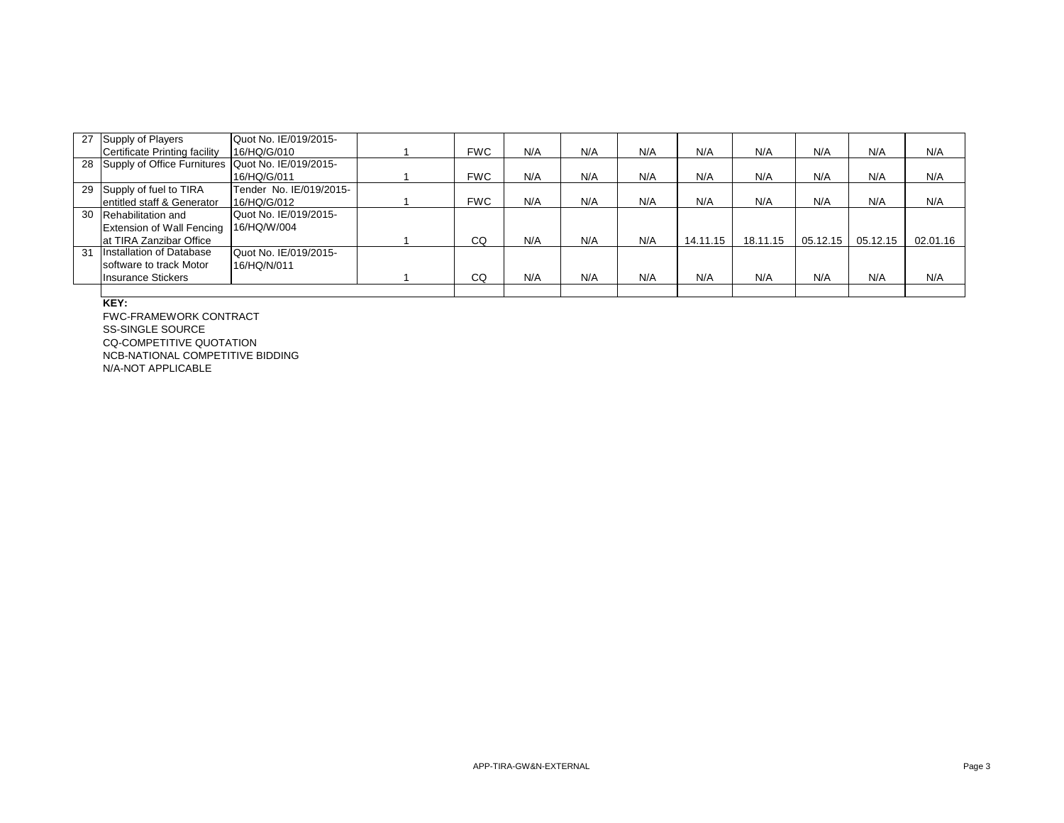| | | | | | | | | | | | | |
|---|---|---|---|---|---|---|---|---|---|---|---|---|
| 27 | Supply of Players Certificate Printing facility | Quot No. IE/019/2015-16/HQ/G/010 | 1 | FWC | N/A | N/A | N/A | N/A | N/A | N/A | N/A | N/A |
| 28 | Supply of Office Furnitures | Quot No. IE/019/2015-16/HQ/G/011 | 1 | FWC | N/A | N/A | N/A | N/A | N/A | N/A | N/A | N/A |
| 29 | Supply of fuel to TIRA entitled staff & Generator | Tender No. IE/019/2015-16/HQ/G/012 | 1 | FWC | N/A | N/A | N/A | N/A | N/A | N/A | N/A | N/A |
| 30 | Rehabilitation and Extension of Wall Fencing at TIRA Zanzibar Office | Quot No. IE/019/2015-16/HQ/W/004 | 1 | CQ | N/A | N/A | N/A | 14.11.15 | 18.11.15 | 05.12.15 | 05.12.15 | 02.01.16 |
| 31 | Installation of Database software to track Motor Insurance Stickers | Quot No. IE/019/2015-16/HQ/N/011 | 1 | CQ | N/A | N/A | N/A | N/A | N/A | N/A | N/A | N/A |
| | | | | | | | | | | | | |

**KEY:**

FWC-FRAMEWORK CONTRACT
SS-SINGLE SOURCE
CQ-COMPETITIVE QUOTATION
NCB-NATIONAL COMPETITIVE BIDDING
N/A-NOT APPLICABLE